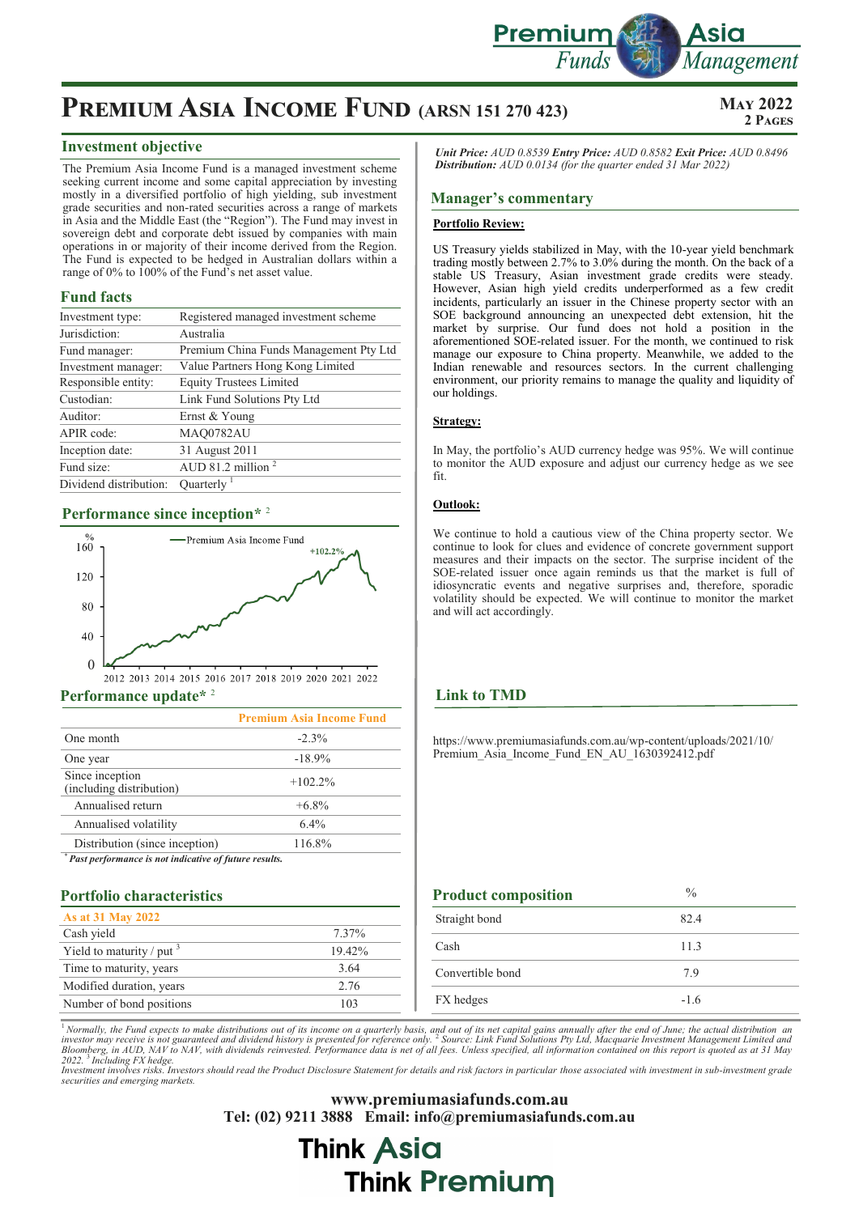# PREMIUM ASIA INCOME FUND (ARSN 151 270 423)

**MAY 2022**
**2 PAGES**

## Investment objective

The Premium Asia Income Fund is a managed investment scheme seeking current income and some capital appreciation by investing mostly in a diversified portfolio of high yielding, sub investment grade securities and non-rated securities across a range of markets in Asia and the Middle East (the "Region"). The Fund may invest in sovereign debt and corporate debt issued by companies with main operations in or majority of their income derived from the Region. The Fund is expected to be hedged in Australian dollars within a range of 0% to 100% of the Fund's net asset value.

## Fund facts

| | |
|---|---|
| Investment type: | Registered managed investment scheme |
| Jurisdiction: | Australia |
| Fund manager: | Premium China Funds Management Pty Ltd |
| Investment manager: | Value Partners Hong Kong Limited |
| Responsible entity: | Equity Trustees Limited |
| Custodian: | Link Fund Solutions Pty Ltd |
| Auditor: | Ernst & Young |
| APIR code: | MAQ0782AU |
| Inception date: | 31 August 2011 |
| Fund size: | AUD 81.2 million [2] |
| Dividend distribution: | Quarterly [1] |

## Performance since inception* [2]

Chart: Premium Asia Income Fund, % (0–160), 2012–2022, +102.2%

## Performance update* [2]

| | Premium Asia Income Fund |
|---|---|
| One month | -2.3% |
| One year | -18.9% |
| Since inception (including distribution) | +102.2% |
| Annualised return | +6.8% |
| Annualised volatility | 6.4% |
| Distribution (since inception) | 116.8% |

*\* Past performance is not indicative of future results.*

## Portfolio characteristics

| As at 31 May 2022 | |
|---|---|
| Cash yield | 7.37% |
| Yield to maturity / put [3] | 19.42% |
| Time to maturity, years | 3.64 |
| Modified duration, years | 2.76 |
| Number of bond positions | 103 |

***Unit Price:** AUD 0.8539 **Entry Price:** AUD 0.8582 **Exit Price:** AUD 0.8496*
***Distribution:** AUD 0.0134 (for the quarter ended 31 Mar 2022)*

## Manager's commentary

### Portfolio Review:

US Treasury yields stabilized in May, with the 10-year yield benchmark trading mostly between 2.7% to 3.0% during the month. On the back of a stable US Treasury, Asian investment grade credits were steady. However, Asian high yield credits underperformed as a few credit incidents, particularly an issuer in the Chinese property sector with an SOE background announcing an unexpected debt extension, hit the market by surprise. Our fund does not hold a position in the aforementioned SOE-related issuer. For the month, we continued to risk manage our exposure to China property. Meanwhile, we added to the Indian renewable and resources sectors. In the current challenging environment, our priority remains to manage the quality and liquidity of our holdings.

### Strategy:

In May, the portfolio's AUD currency hedge was 95%. We will continue to monitor the AUD exposure and adjust our currency hedge as we see fit.

### Outlook:

We continue to hold a cautious view of the China property sector. We continue to look for clues and evidence of concrete government support measures and their impacts on the sector. The surprise incident of the SOE-related issuer once again reminds us that the market is full of idiosyncratic events and negative surprises and, therefore, sporadic volatility should be expected. We will continue to monitor the market and will act accordingly.

## Link to TMD

https://www.premiumasiafunds.com.au/wp-content/uploads/2021/10/Premium_Asia_Income_Fund_EN_AU_1630392412.pdf

## Product composition

| | % |
|---|---|
| Straight bond | 82.4 |
| Cash | 11.3 |
| Convertible bond | 7.9 |
| FX hedges | -1.6 |

*[1] Normally, the Fund expects to make distributions out of its income on a quarterly basis, and out of its net capital gains annually after the end of June; the actual distribution an investor may receive is not guaranteed and dividend history is presented for reference only. [2] Source: Link Fund Solutions Pty Ltd, Macquarie Investment Management Limited and Bloomberg, in AUD, NAV to NAV, with dividends reinvested. Performance data is net of all fees. Unless specified, all information contained on this report is quoted as at 31 May 2022. [3] Including FX hedge.*
*Investment involves risks. Investors should read the Product Disclosure Statement for details and risk factors in particular those associated with investment in sub-investment grade securities and emerging markets.*

**www.premiumasiafunds.com.au**
**Tel: (02) 9211 3888 Email: info@premiumasiafunds.com.au**

**Think Asia Think Premium**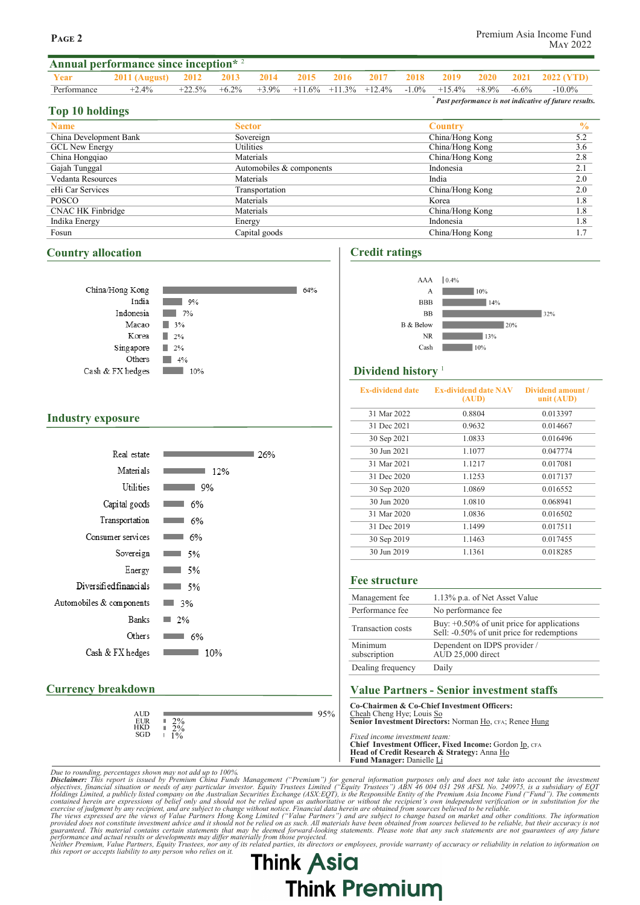## Annual performance since inception* [2]

| Year | 2011 (August) | 2012 | 2013 | 2014 | 2015 | 2016 | 2017 | 2018 | 2019 | 2020 | 2021 | 2022 (YTD) |
|---|---|---|---|---|---|---|---|---|---|---|---|---|
| Performance | +2.4% | +22.5% | +6.2% | +3.9% | +11.6% | +11.3% | +12.4% | -1.0% | +15.4% | +8.9% | -6.6% | -10.0% |

*\* Past performance is not indicative of future results.*

## Top 10 holdings

| Name | Sector | Country | % |
|---|---|---|---|
| China Development Bank | Sovereign | China/Hong Kong | 5.2 |
| GCL New Energy | Utilities | China/Hong Kong | 3.6 |
| China Hongqiao | Materials | China/Hong Kong | 2.8 |
| Gajah Tunggal | Automobiles & components | Indonesia | 2.1 |
| Vedanta Resources | Materials | India | 2.0 |
| eHi Car Services | Transportation | China/Hong Kong | 2.0 |
| POSCO | Materials | Korea | 1.8 |
| CNAC HK Finbridge | Materials | China/Hong Kong | 1.8 |
| Indika Energy | Energy | Indonesia | 1.8 |
| Fosun | Capital goods | China/Hong Kong | 1.7 |

## Country allocation

China/Hong Kong 64%
India 9%
Indonesia 7%
Macao 3%
Korea 2%
Singapore 2%
Others 4%
Cash & FX hedges 10%

## Industry exposure

Real estate 26%
Materials 12%
Utilities 9%
Capital goods 6%
Transportation 6%
Consumer services 6%
Sovereign 5%
Energy 5%
Diversified financials 5%
Automobiles & components 3%
Banks 2%
Others 6%
Cash & FX hedges 10%

## Currency breakdown

AUD 95%
EUR 2%
HKD 2%
SGD 1%

## Credit ratings

AAA 0.4%
A 10%
BBB 14%
BB 32%
B & Below 20%
NR 13%
Cash 10%

## Dividend history [1]

| Ex-dividend date | Ex-dividend date NAV (AUD) | Dividend amount / unit (AUD) |
|---|---|---|
| 31 Mar 2022 | 0.8804 | 0.013397 |
| 31 Dec 2021 | 0.9632 | 0.014667 |
| 30 Sep 2021 | 1.0833 | 0.016496 |
| 30 Jun 2021 | 1.1077 | 0.047774 |
| 31 Mar 2021 | 1.1217 | 0.017081 |
| 31 Dec 2020 | 1.1253 | 0.017137 |
| 30 Sep 2020 | 1.0869 | 0.016552 |
| 30 Jun 2020 | 1.0810 | 0.068941 |
| 31 Mar 2020 | 1.0836 | 0.016502 |
| 31 Dec 2019 | 1.1499 | 0.017511 |
| 30 Sep 2019 | 1.1463 | 0.017455 |
| 30 Jun 2019 | 1.1361 | 0.018285 |

## Fee structure

| | |
|---|---|
| Management fee | 1.13% p.a. of Net Asset Value |
| Performance fee | No performance fee |
| Transaction costs | Buy: +0.50% of unit price for applications<br>Sell: -0.50% of unit price for redemptions |
| Minimum subscription | Dependent on IDPS provider /<br>AUD 25,000 direct |
| Dealing frequency | Daily |

## Value Partners - Senior investment staffs

**Co-Chairmen & Co-Chief Investment Officers:**
Cheah Cheng Hye; Louis So
**Senior Investment Directors:** Norman Ho, CFA; Renee Hung

*Fixed income investment team:*
**Chief Investment Officer, Fixed Income:** Gordon Ip, CFA
**Head of Credit Research & Strategy:** Anna Ho
**Fund Manager:** Danielle Li

*Due to rounding, percentages shown may not add up to 100%.*
***Disclaimer:** This report is issued by Premium China Funds Management ("Premium") for general information purposes only and does not take into account the investment objectives, financial situation or needs of any particular investor. Equity Trustees Limited ("Equity Trustees") ABN 46 004 031 298 AFSL No. 240975, is a subsidiary of EQT Holdings Limited, a publicly listed company on the Australian Securities Exchange (ASX:EQT), is the Responsible Entity of the Premium Asia Income Fund ("Fund"). The comments contained herein are expressions of belief only and should not be relied upon as authoritative or without the recipient's own independent verification or in substitution for the exercise of judgment by any recipient, and are subject to change without notice. Financial data herein are obtained from sources believed to be reliable.*
*The views expressed are the views of Value Partners Hong Kong Limited ("Value Partners") and are subject to change based on market and other conditions. The information provided does not constitute investment advice and it should not be relied on as such. All materials have been obtained from sources believed to be reliable, but their accuracy is not guaranteed. This material contains certain statements that may be deemed forward-looking statements. Please note that any such statements are not guarantees of any future performance and actual results or developments may differ materially from those projected.*
*Neither Premium, Value Partners, Equity Trustees, nor any of its related parties, its directors or employees, provide warranty of accuracy or reliability in relation to information on this report or accepts liability to any person who relies on it.*

Think Asia
Think Premium